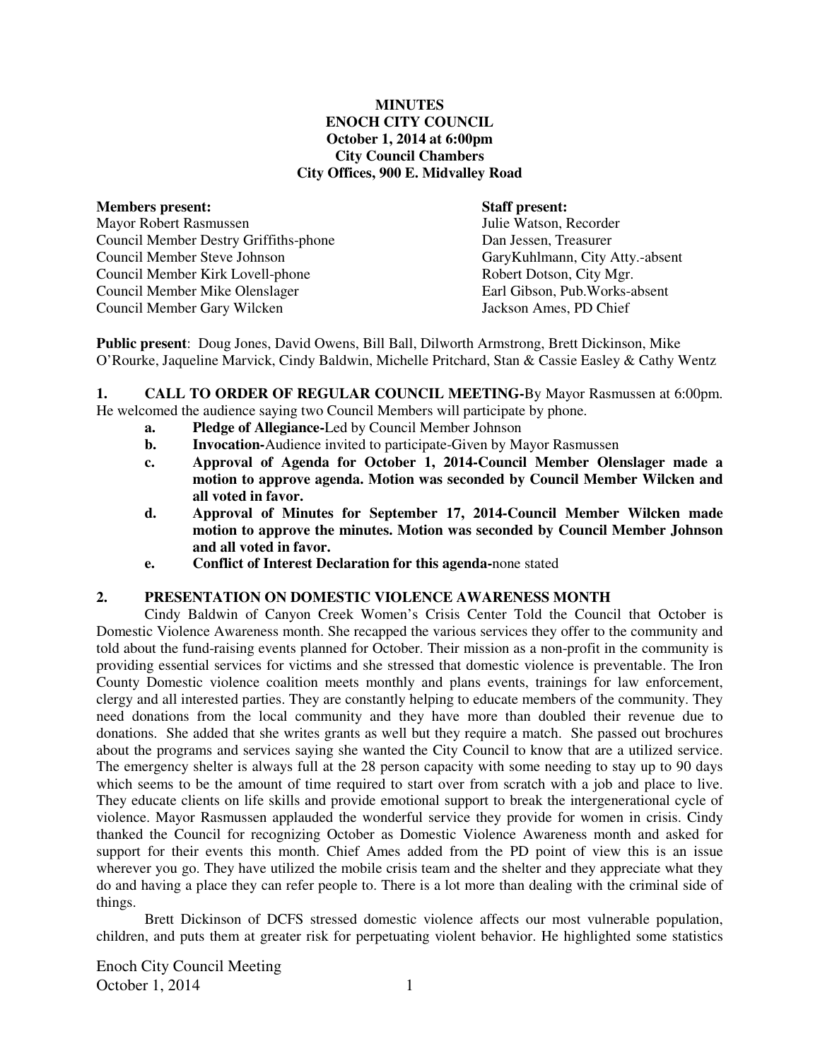**MINUTES**
**ENOCH CITY COUNCIL**
**October 1, 2014 at 6:00pm**
**City Council Chambers**
**City Offices, 900 E. Midvalley Road**

| **Members present:** | **Staff present:** |
|---|---|
| Mayor Robert Rasmussen | Julie Watson, Recorder |
| Council Member Destry Griffiths-phone | Dan Jessen, Treasurer |
| Council Member Steve Johnson | GaryKuhlmann, City Atty.-absent |
| Council Member Kirk Lovell-phone | Robert Dotson, City Mgr. |
| Council Member Mike Olenslager | Earl Gibson, Pub.Works-absent |
| Council Member Gary Wilcken | Jackson Ames, PD Chief |

**Public present**: Doug Jones, David Owens, Bill Ball, Dilworth Armstrong, Brett Dickinson, Mike O'Rourke, Jaqueline Marvick, Cindy Baldwin, Michelle Pritchard, Stan & Cassie Easley & Cathy Wentz

**1. CALL TO ORDER OF REGULAR COUNCIL MEETING-**By Mayor Rasmussen at 6:00pm. He welcomed the audience saying two Council Members will participate by phone.

- **a. Pledge of Allegiance-**Led by Council Member Johnson
- **b. Invocation-**Audience invited to participate-Given by Mayor Rasmussen
- **c. Approval of Agenda for October 1, 2014-Council Member Olenslager made a motion to approve agenda. Motion was seconded by Council Member Wilcken and all voted in favor.**
- **d. Approval of Minutes for September 17, 2014-Council Member Wilcken made motion to approve the minutes. Motion was seconded by Council Member Johnson and all voted in favor.**
- **e. Conflict of Interest Declaration for this agenda-**none stated

**2. PRESENTATION ON DOMESTIC VIOLENCE AWARENESS MONTH**

Cindy Baldwin of Canyon Creek Women's Crisis Center Told the Council that October is Domestic Violence Awareness month. She recapped the various services they offer to the community and told about the fund-raising events planned for October. Their mission as a non-profit in the community is providing essential services for victims and she stressed that domestic violence is preventable. The Iron County Domestic violence coalition meets monthly and plans events, trainings for law enforcement, clergy and all interested parties. They are constantly helping to educate members of the community. They need donations from the local community and they have more than doubled their revenue due to donations. She added that she writes grants as well but they require a match. She passed out brochures about the programs and services saying she wanted the City Council to know that are a utilized service. The emergency shelter is always full at the 28 person capacity with some needing to stay up to 90 days which seems to be the amount of time required to start over from scratch with a job and place to live. They educate clients on life skills and provide emotional support to break the intergenerational cycle of violence. Mayor Rasmussen applauded the wonderful service they provide for women in crisis. Cindy thanked the Council for recognizing October as Domestic Violence Awareness month and asked for support for their events this month. Chief Ames added from the PD point of view this is an issue wherever you go. They have utilized the mobile crisis team and the shelter and they appreciate what they do and having a place they can refer people to. There is a lot more than dealing with the criminal side of things.

Brett Dickinson of DCFS stressed domestic violence affects our most vulnerable population, children, and puts them at greater risk for perpetuating violent behavior. He highlighted some statistics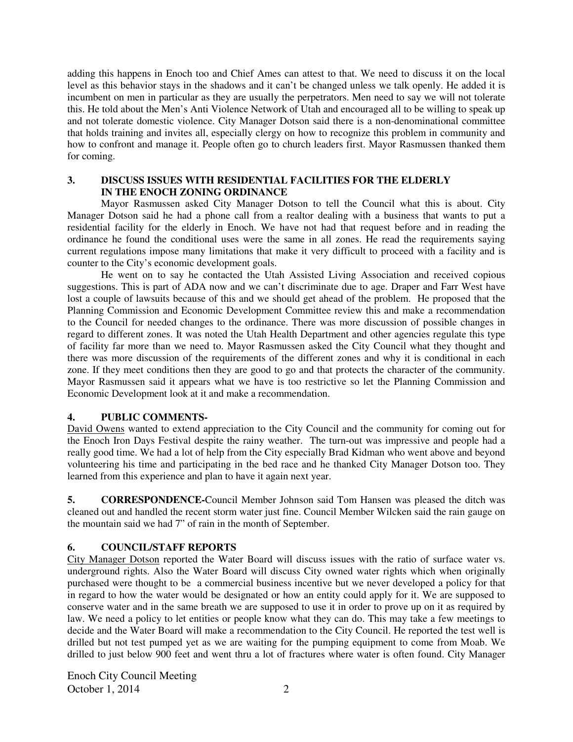adding this happens in Enoch too and Chief Ames can attest to that. We need to discuss it on the local level as this behavior stays in the shadows and it can't be changed unless we talk openly. He added it is incumbent on men in particular as they are usually the perpetrators. Men need to say we will not tolerate this. He told about the Men's Anti Violence Network of Utah and encouraged all to be willing to speak up and not tolerate domestic violence. City Manager Dotson said there is a non-denominational committee that holds training and invites all, especially clergy on how to recognize this problem in community and how to confront and manage it. People often go to church leaders first. Mayor Rasmussen thanked them for coming.

## 3. DISCUSS ISSUES WITH RESIDENTIAL FACILITIES FOR THE ELDERLY IN THE ENOCH ZONING ORDINANCE

Mayor Rasmussen asked City Manager Dotson to tell the Council what this is about. City Manager Dotson said he had a phone call from a realtor dealing with a business that wants to put a residential facility for the elderly in Enoch. We have not had that request before and in reading the ordinance he found the conditional uses were the same in all zones. He read the requirements saying current regulations impose many limitations that make it very difficult to proceed with a facility and is counter to the City's economic development goals.

He went on to say he contacted the Utah Assisted Living Association and received copious suggestions. This is part of ADA now and we can't discriminate due to age. Draper and Farr West have lost a couple of lawsuits because of this and we should get ahead of the problem. He proposed that the Planning Commission and Economic Development Committee review this and make a recommendation to the Council for needed changes to the ordinance. There was more discussion of possible changes in regard to different zones. It was noted the Utah Health Department and other agencies regulate this type of facility far more than we need to. Mayor Rasmussen asked the City Council what they thought and there was more discussion of the requirements of the different zones and why it is conditional in each zone. If they meet conditions then they are good to go and that protects the character of the community. Mayor Rasmussen said it appears what we have is too restrictive so let the Planning Commission and Economic Development look at it and make a recommendation.

## 4. PUBLIC COMMENTS-

David Owens wanted to extend appreciation to the City Council and the community for coming out for the Enoch Iron Days Festival despite the rainy weather. The turn-out was impressive and people had a really good time. We had a lot of help from the City especially Brad Kidman who went above and beyond volunteering his time and participating in the bed race and he thanked City Manager Dotson too. They learned from this experience and plan to have it again next year.

**5. CORRESPONDENCE-**Council Member Johnson said Tom Hansen was pleased the ditch was cleaned out and handled the recent storm water just fine. Council Member Wilcken said the rain gauge on the mountain said we had 7" of rain in the month of September.

## 6. COUNCIL/STAFF REPORTS

City Manager Dotson reported the Water Board will discuss issues with the ratio of surface water vs. underground rights. Also the Water Board will discuss City owned water rights which when originally purchased were thought to be a commercial business incentive but we never developed a policy for that in regard to how the water would be designated or how an entity could apply for it. We are supposed to conserve water and in the same breath we are supposed to use it in order to prove up on it as required by law. We need a policy to let entities or people know what they can do. This may take a few meetings to decide and the Water Board will make a recommendation to the City Council. He reported the test well is drilled but not test pumped yet as we are waiting for the pumping equipment to come from Moab. We drilled to just below 900 feet and went thru a lot of fractures where water is often found. City Manager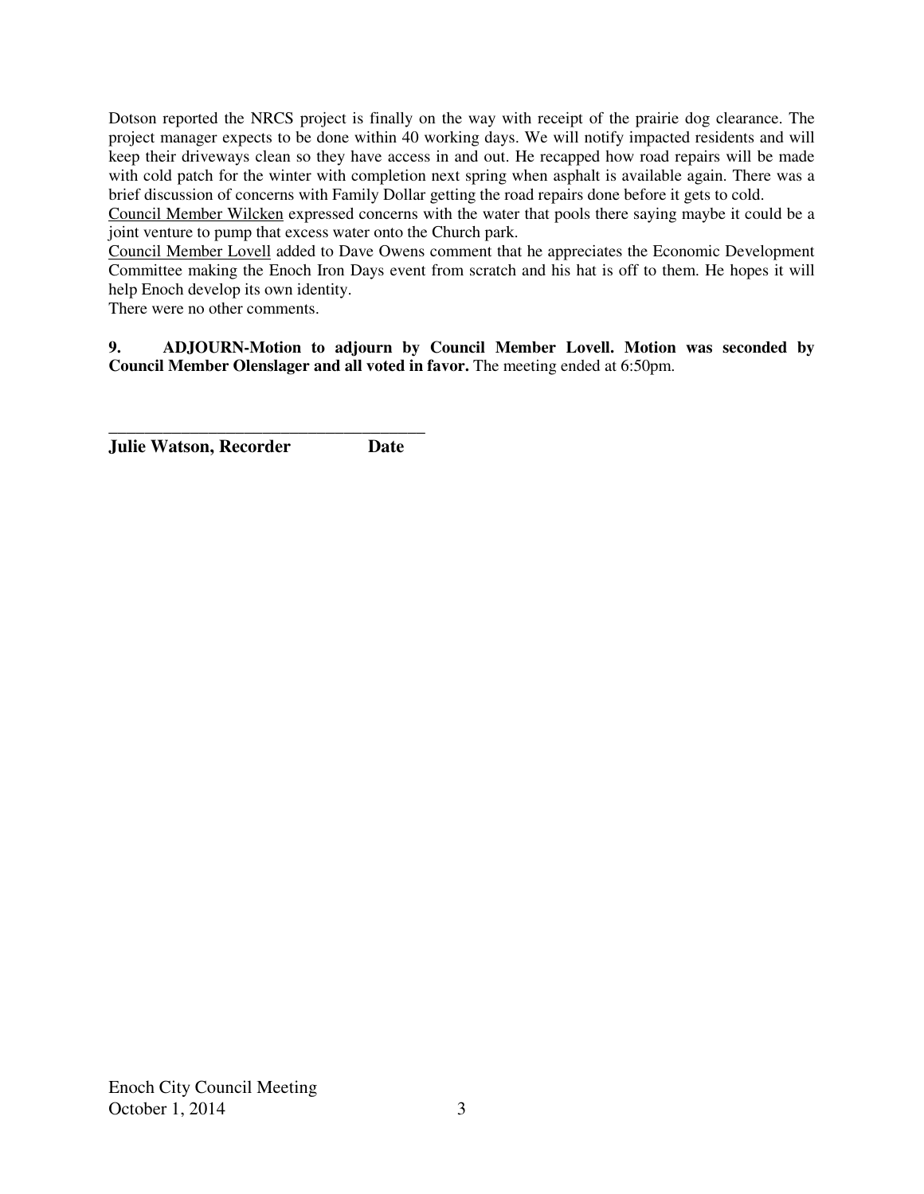Dotson reported the NRCS project is finally on the way with receipt of the prairie dog clearance. The project manager expects to be done within 40 working days. We will notify impacted residents and will keep their driveways clean so they have access in and out. He recapped how road repairs will be made with cold patch for the winter with completion next spring when asphalt is available again. There was a brief discussion of concerns with Family Dollar getting the road repairs done before it gets to cold.

Council Member Wilcken expressed concerns with the water that pools there saying maybe it could be a joint venture to pump that excess water onto the Church park.

Council Member Lovell added to Dave Owens comment that he appreciates the Economic Development Committee making the Enoch Iron Days event from scratch and his hat is off to them. He hopes it will help Enoch develop its own identity.

There were no other comments.

**9. ADJOURN-Motion to adjourn by Council Member Lovell. Motion was seconded by Council Member Olenslager and all voted in favor.** The meeting ended at 6:50pm.

_____________________________________

**Julie Watson, Recorder Date**